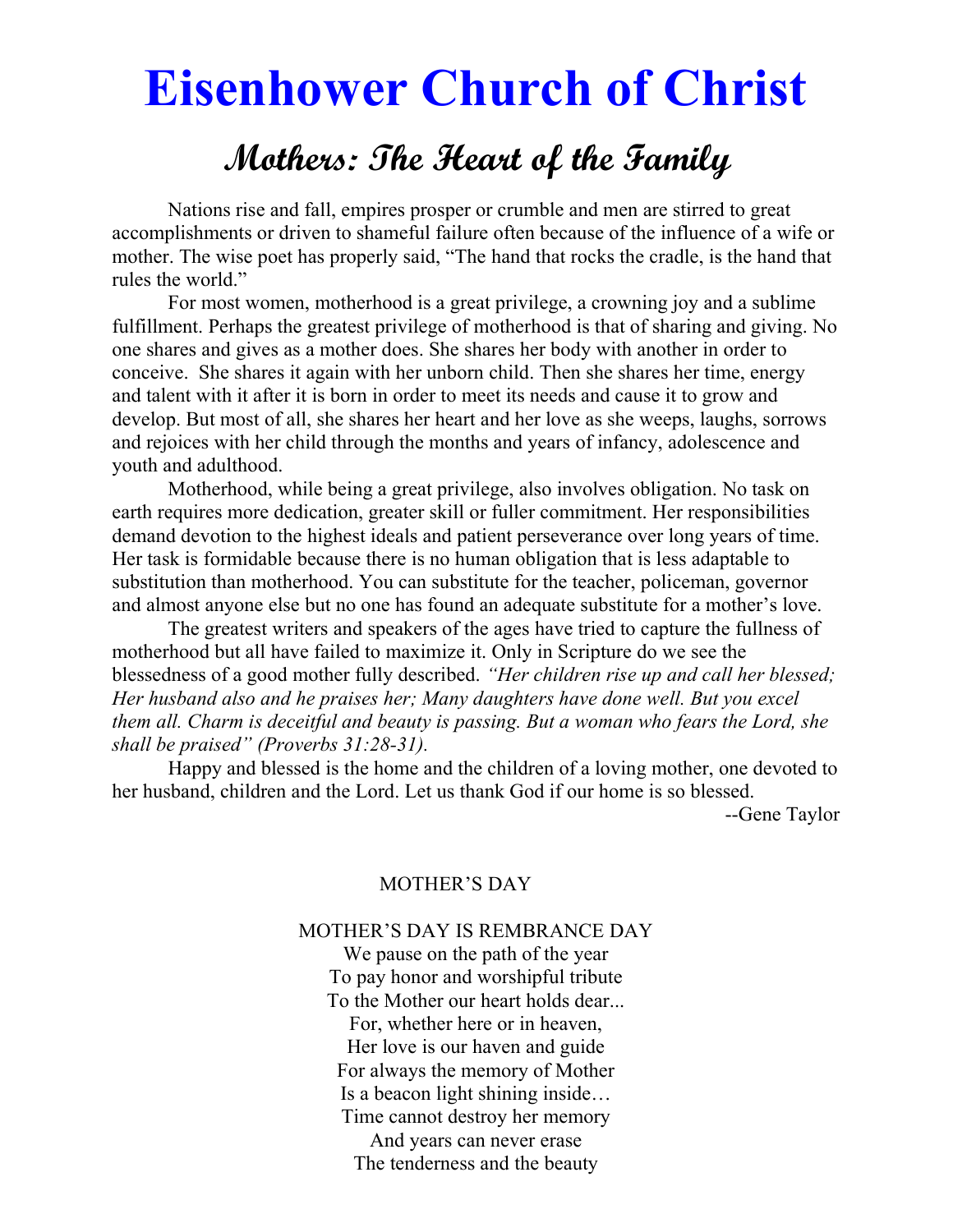# Eisenhower Church of Christ

## Mothers: The Heart of the Family

Nations rise and fall, empires prosper or crumble and men are stirred to great accomplishments or driven to shameful failure often because of the influence of a wife or mother. The wise poet has properly said, "The hand that rocks the cradle, is the hand that rules the world."

For most women, motherhood is a great privilege, a crowning joy and a sublime fulfillment. Perhaps the greatest privilege of motherhood is that of sharing and giving. No one shares and gives as a mother does. She shares her body with another in order to conceive. She shares it again with her unborn child. Then she shares her time, energy and talent with it after it is born in order to meet its needs and cause it to grow and develop. But most of all, she shares her heart and her love as she weeps, laughs, sorrows and rejoices with her child through the months and years of infancy, adolescence and youth and adulthood.

Motherhood, while being a great privilege, also involves obligation. No task on earth requires more dedication, greater skill or fuller commitment. Her responsibilities demand devotion to the highest ideals and patient perseverance over long years of time. Her task is formidable because there is no human obligation that is less adaptable to substitution than motherhood. You can substitute for the teacher, policeman, governor and almost anyone else but no one has found an adequate substitute for a mother's love.

The greatest writers and speakers of the ages have tried to capture the fullness of motherhood but all have failed to maximize it. Only in Scripture do we see the blessedness of a good mother fully described. *"Her children rise up and call her blessed; Her husband also and he praises her; Many daughters have done well. But you excel them all. Charm is deceitful and beauty is passing. But a woman who fears the Lord, she shall be praised" (Proverbs 31:28-31).*

Happy and blessed is the home and the children of a loving mother, one devoted to her husband, children and the Lord. Let us thank God if our home is so blessed.

--Gene Taylor

MOTHER'S DAY

MOTHER'S DAY IS REMBRANCE DAY
We pause on the path of the year
To pay honor and worshipful tribute
To the Mother our heart holds dear...
For, whether here or in heaven,
Her love is our haven and guide
For always the memory of Mother
Is a beacon light shining inside…
Time cannot destroy her memory
And years can never erase
The tenderness and the beauty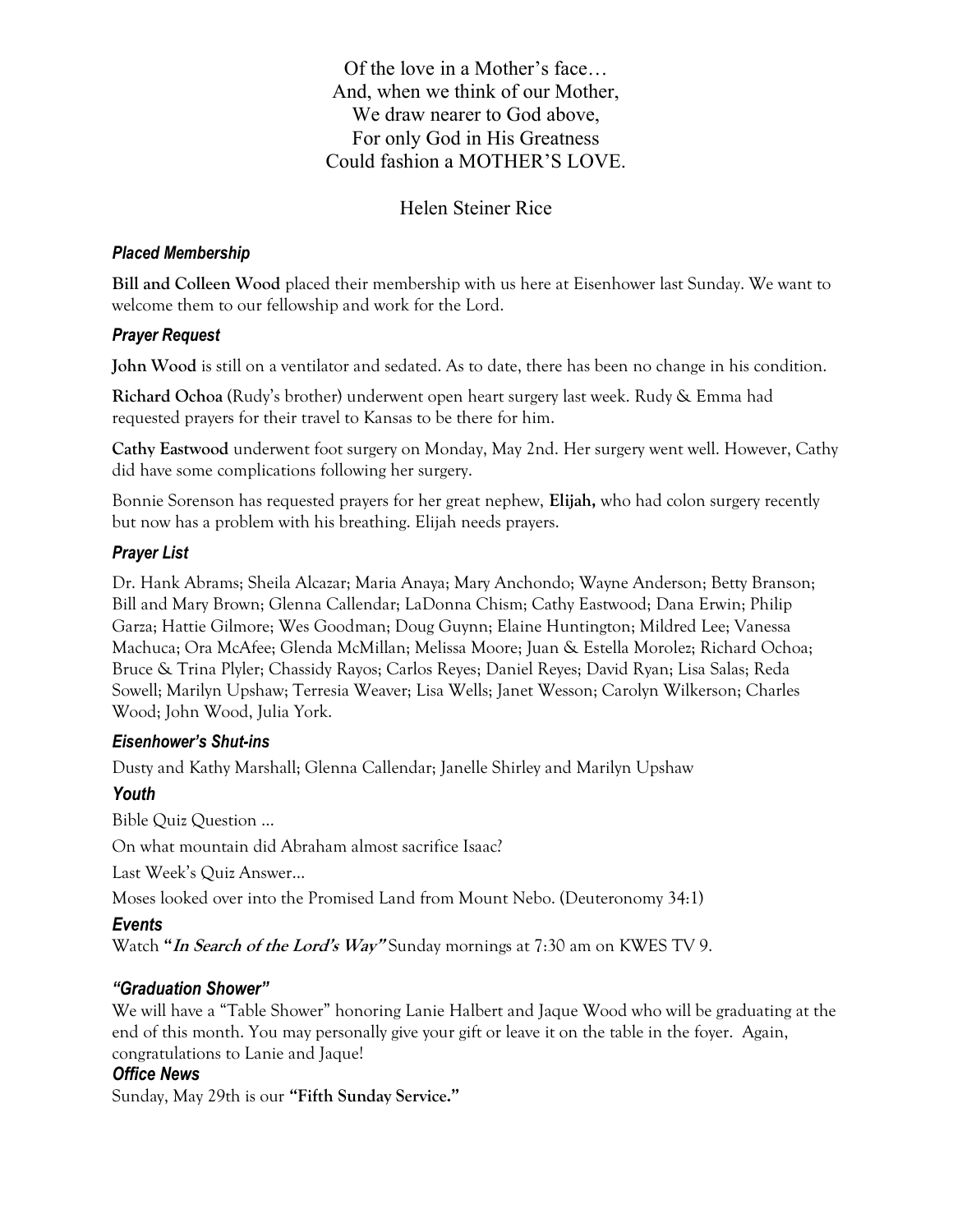Of the love in a Mother's face…
And, when we think of our Mother,
We draw nearer to God above,
For only God in His Greatness
Could fashion a MOTHER'S LOVE.

Helen Steiner Rice

### *Placed Membership*

**Bill and Colleen Wood** placed their membership with us here at Eisenhower last Sunday. We want to welcome them to our fellowship and work for the Lord.

### *Prayer Request*

**John Wood** is still on a ventilator and sedated. As to date, there has been no change in his condition.

**Richard Ochoa** (Rudy's brother) underwent open heart surgery last week. Rudy & Emma had requested prayers for their travel to Kansas to be there for him.

**Cathy Eastwood** underwent foot surgery on Monday, May 2nd. Her surgery went well. However, Cathy did have some complications following her surgery.

Bonnie Sorenson has requested prayers for her great nephew, **Elijah,** who had colon surgery recently but now has a problem with his breathing. Elijah needs prayers.

### *Prayer List*

Dr. Hank Abrams; Sheila Alcazar; Maria Anaya; Mary Anchondo; Wayne Anderson; Betty Branson; Bill and Mary Brown; Glenna Callendar; LaDonna Chism; Cathy Eastwood; Dana Erwin; Philip Garza; Hattie Gilmore; Wes Goodman; Doug Guynn; Elaine Huntington; Mildred Lee; Vanessa Machuca; Ora McAfee; Glenda McMillan; Melissa Moore; Juan & Estella Morolez; Richard Ochoa; Bruce & Trina Plyler; Chassidy Rayos; Carlos Reyes; Daniel Reyes; David Ryan; Lisa Salas; Reda Sowell; Marilyn Upshaw; Terresia Weaver; Lisa Wells; Janet Wesson; Carolyn Wilkerson; Charles Wood; John Wood, Julia York.

### *Eisenhower's Shut-ins*

Dusty and Kathy Marshall; Glenna Callendar; Janelle Shirley and Marilyn Upshaw

### *Youth*

Bible Quiz Question …

On what mountain did Abraham almost sacrifice Isaac?

Last Week's Quiz Answer…

Moses looked over into the Promised Land from Mount Nebo. (Deuteronomy 34:1)

### *Events*

Watch **"*In Search of the Lord's Way"*** Sunday mornings at 7:30 am on KWES TV 9.

### *"Graduation Shower"*

We will have a "Table Shower" honoring Lanie Halbert and Jaque Wood who will be graduating at the end of this month. You may personally give your gift or leave it on the table in the foyer. Again, congratulations to Lanie and Jaque!

### *Office News*

Sunday, May 29th is our **"Fifth Sunday Service."**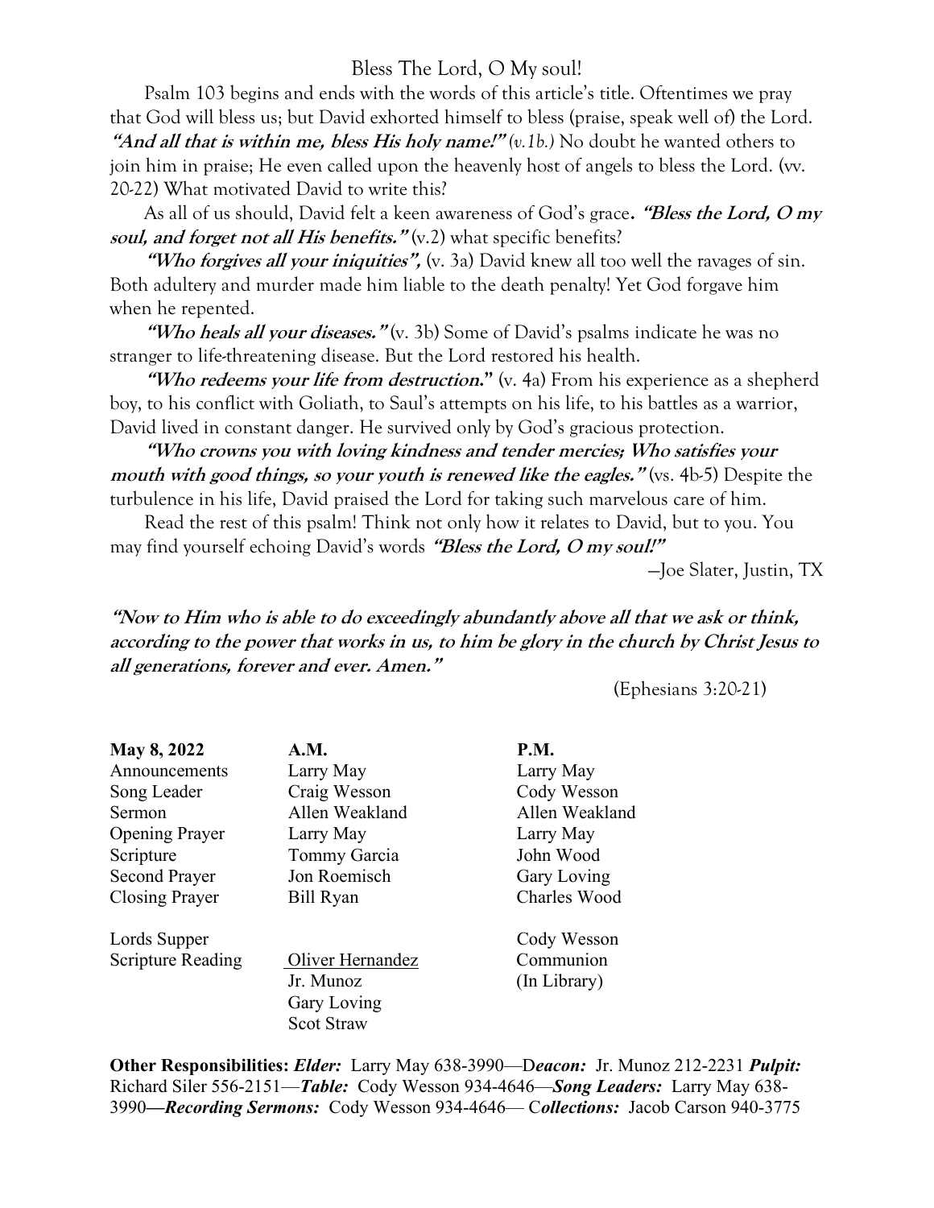# Bless The Lord, O My soul!

Psalm 103 begins and ends with the words of this article's title. Oftentimes we pray that God will bless us; but David exhorted himself to bless (praise, speak well of) the Lord. ***"And all that is within me, bless His holy name!"*** *(v.1b.)* No doubt he wanted others to join him in praise; He even called upon the heavenly host of angels to bless the Lord. (vv. 20-22) What motivated David to write this?

As all of us should, David felt a keen awareness of God's grace**.** ***"Bless the Lord, O my soul, and forget not all His benefits."*** (v.2) what specific benefits?

***"Who forgives all your iniquities",*** (v. 3a) David knew all too well the ravages of sin. Both adultery and murder made him liable to the death penalty! Yet God forgave him when he repented.

***"Who heals all your diseases."*** (v. 3b) Some of David's psalms indicate he was no stranger to life-threatening disease. But the Lord restored his health.

***"Who redeems your life from destruction.***" (v. 4a) From his experience as a shepherd boy, to his conflict with Goliath, to Saul's attempts on his life, to his battles as a warrior, David lived in constant danger. He survived only by God's gracious protection.

***"Who crowns you with loving kindness and tender mercies; Who satisfies your mouth with good things, so your youth is renewed like the eagles."*** (vs. 4b-5) Despite the turbulence in his life, David praised the Lord for taking such marvelous care of him.

Read the rest of this psalm! Think not only how it relates to David, but to you. You may find yourself echoing David's words ***"Bless the Lord, O my soul!"***

—Joe Slater, Justin, TX

***"Now to Him who is able to do exceedingly abundantly above all that we ask or think, according to the power that works in us, to him be glory in the church by Christ Jesus to all generations, forever and ever. Amen."***

(Ephesians 3:20-21)

| **May 8, 2022** | **A.M.** | **P.M.** |
|---|---|---|
| Announcements | Larry May | Larry May |
| Song Leader | Craig Wesson | Cody Wesson |
| Sermon | Allen Weakland | Allen Weakland |
| Opening Prayer | Larry May | Larry May |
| Scripture | Tommy Garcia | John Wood |
| Second Prayer | Jon Roemisch | Gary Loving |
| Closing Prayer | Bill Ryan | Charles Wood |
| Lords Supper | | Cody Wesson |
| Scripture Reading | Oliver Hernandez | Communion |
| | Jr. Munoz | (In Library) |
| | Gary Loving | |
| | Scot Straw | |

**Other Responsibilities:** ***Elder:*** Larry May 638-3990—D***eacon:*** Jr. Munoz 212-2231 ***Pulpit:*** Richard Siler 556-2151—***Table:*** Cody Wesson 934-4646—***Song Leaders:*** Larry May 638-3990—***Recording Sermons:*** Cody Wesson 934-4646— C***ollections:*** Jacob Carson 940-3775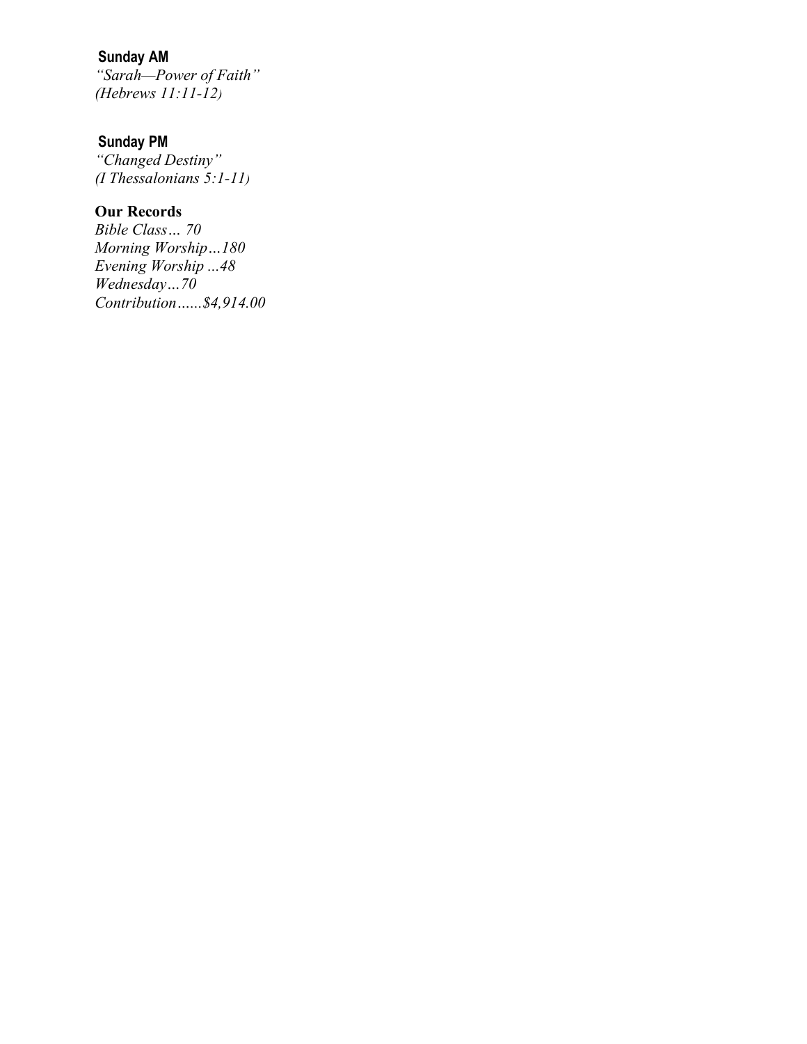### Sunday AM

*"Sarah—Power of Faith"*
*(Hebrews 11:11-12)*

### Sunday PM

*"Changed Destiny"*
*(I Thessalonians 5:1-11)*

### Our Records

*Bible Class… 70*
*Morning Worship…180*
*Evening Worship ...48*
*Wednesday…70*
*Contribution......$4,914.00*